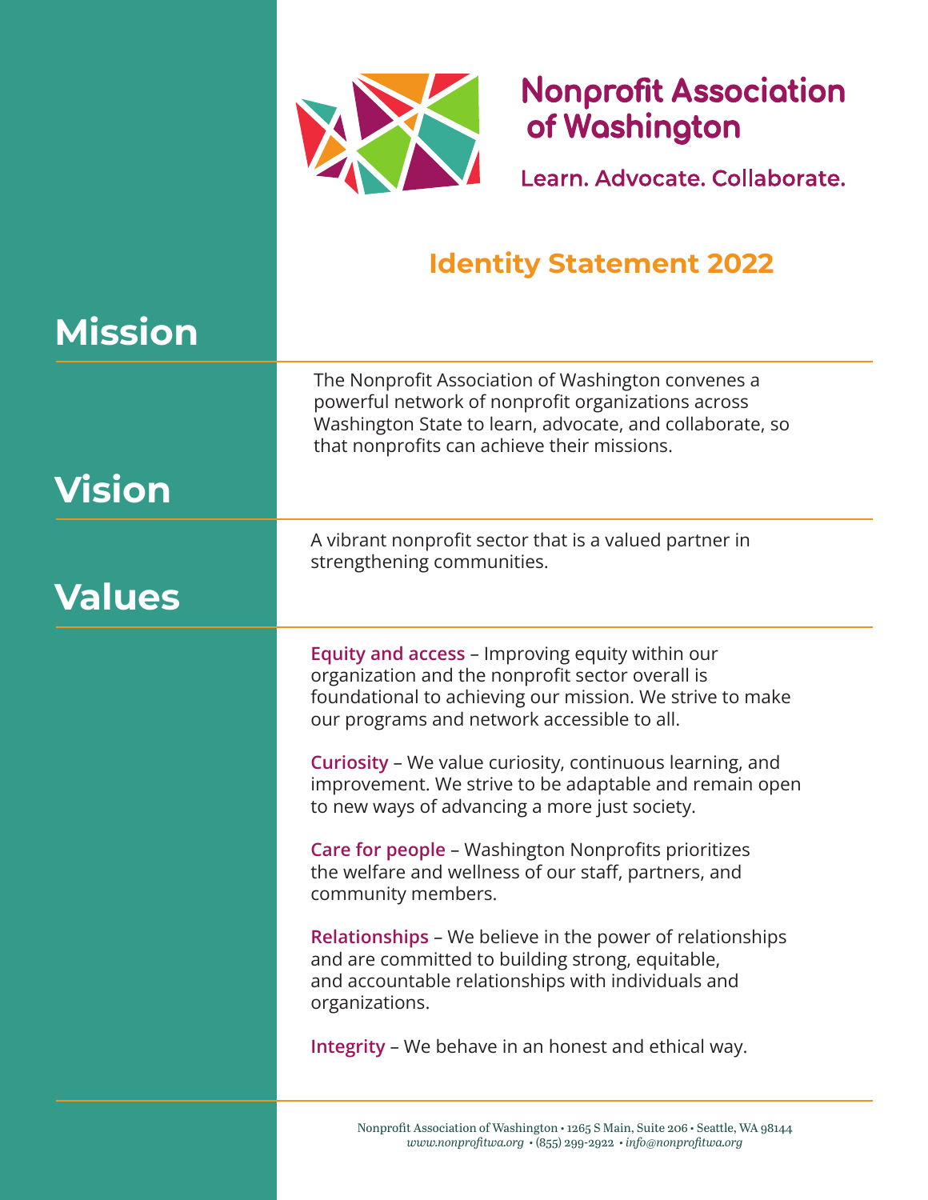# Nonprofit Association of Washington

Learn. Advocate. Collaborate.

## Identity Statement 2022

## Mission

The Nonprofit Association of Washington convenes a powerful network of nonprofit organizations across Washington State to learn, advocate, and collaborate, so that nonprofits can achieve their missions.

## Vision

A vibrant nonprofit sector that is a valued partner in strengthening communities.

## Values

**Equity and access** – Improving equity within our organization and the nonprofit sector overall is foundational to achieving our mission. We strive to make our programs and network accessible to all.

**Curiosity** – We value curiosity, continuous learning, and improvement. We strive to be adaptable and remain open to new ways of advancing a more just society.

**Care for people** – Washington Nonprofits prioritizes the welfare and wellness of our staff, partners, and community members.

**Relationships** – We believe in the power of relationships and are committed to building strong, equitable, and accountable relationships with individuals and organizations.

**Integrity** – We behave in an honest and ethical way.

Nonprofit Association of Washington • 1265 S Main, Suite 206 • Seattle, WA 98144
*www.nonprofitwa.org* • (855) 299-2922 • *info@nonprofitwa.org*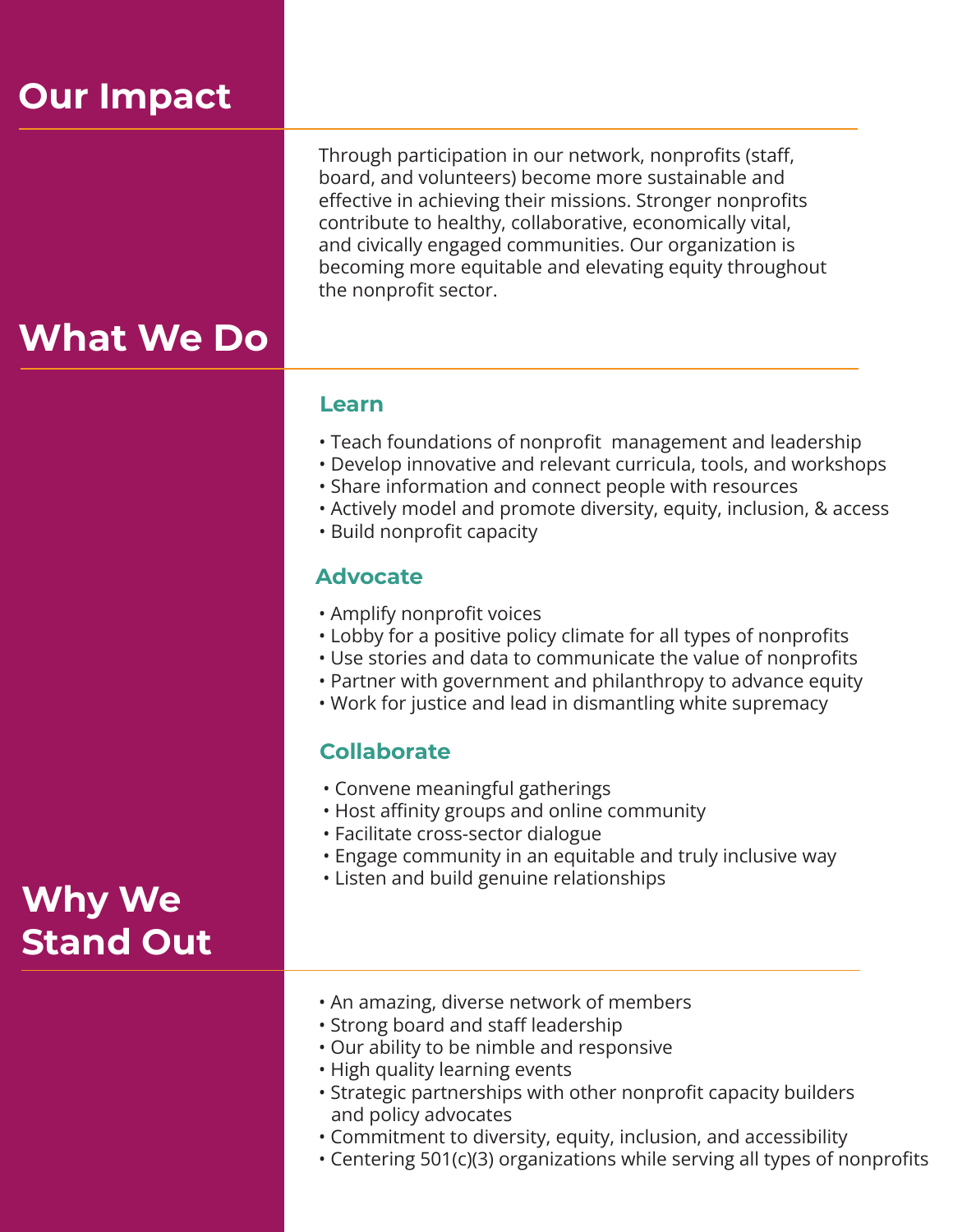## Our Impact

Through participation in our network, nonprofits (staff, board, and volunteers) become more sustainable and effective in achieving their missions. Stronger nonprofits contribute to healthy, collaborative, economically vital, and civically engaged communities. Our organization is becoming more equitable and elevating equity throughout the nonprofit sector.

## What We Do

### Learn

- Teach foundations of nonprofit management and leadership
- Develop innovative and relevant curricula, tools, and workshops
- Share information and connect people with resources
- Actively model and promote diversity, equity, inclusion, & access
- Build nonprofit capacity

### Advocate

- Amplify nonprofit voices
- Lobby for a positive policy climate for all types of nonprofits
- Use stories and data to communicate the value of nonprofits
- Partner with government and philanthropy to advance equity
- Work for justice and lead in dismantling white supremacy

### Collaborate

- Convene meaningful gatherings
- Host affinity groups and online community
- Facilitate cross-sector dialogue
- Engage community in an equitable and truly inclusive way
- Listen and build genuine relationships

## Why We Stand Out

- An amazing, diverse network of members
- Strong board and staff leadership
- Our ability to be nimble and responsive
- High quality learning events
- Strategic partnerships with other nonprofit capacity builders and policy advocates
- Commitment to diversity, equity, inclusion, and accessibility
- Centering 501(c)(3) organizations while serving all types of nonprofits